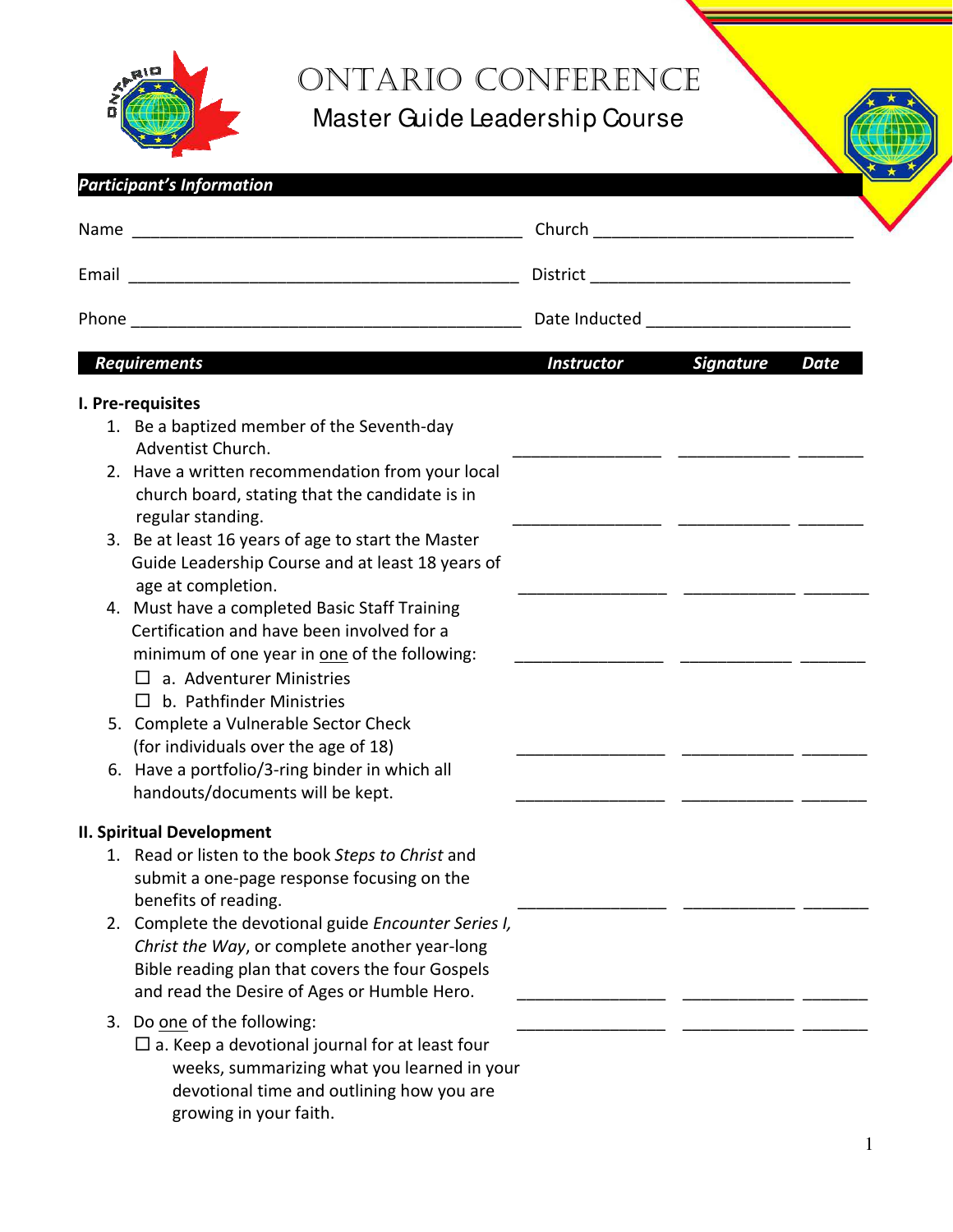# ONTARIO CONFERENCE

## Master Guide Leadership Course

***Participant's Information***

Name ___________________________________________ Church ____________________________

Email ___________________________________________ District ____________________________

Phone ___________________________________________ Date Inducted ______________________

| *Requirements* | *Instructor* | *Signature* | *Date* |
|---|---|---|---|
| **I. Pre-requisites** | | | |
| 1. Be a baptized member of the Seventh-day Adventist Church. | ________________ | ____________ | _______ |
| 2. Have a written recommendation from your local church board, stating that the candidate is in regular standing. | ________________ | ____________ | _______ |
| 3. Be at least 16 years of age to start the Master Guide Leadership Course and at least 18 years of age at completion. | ________________ | ____________ | _______ |
| 4. Must have a completed Basic Staff Training Certification and have been involved for a minimum of one year in <u>one</u> of the following: ☐ a. Adventurer Ministries ☐ b. Pathfinder Ministries | ________________ | ____________ | _______ |
| 5. Complete a Vulnerable Sector Check (for individuals over the age of 18) | ________________ | ____________ | _______ |
| 6. Have a portfolio/3-ring binder in which all handouts/documents will be kept. | ________________ | ____________ | _______ |
| **II. Spiritual Development** | | | |
| 1. Read or listen to the book *Steps to Christ* and submit a one-page response focusing on the benefits of reading. | ________________ | ____________ | _______ |
| 2. Complete the devotional guide *Encounter Series I, Christ the Way*, or complete another year-long Bible reading plan that covers the four Gospels and read the Desire of Ages or Humble Hero. | ________________ | ____________ | _______ |
| 3. Do <u>one</u> of the following: ☐ a. Keep a devotional journal for at least four weeks, summarizing what you learned in your devotional time and outlining how you are growing in your faith. | ________________ | ____________ | _______ |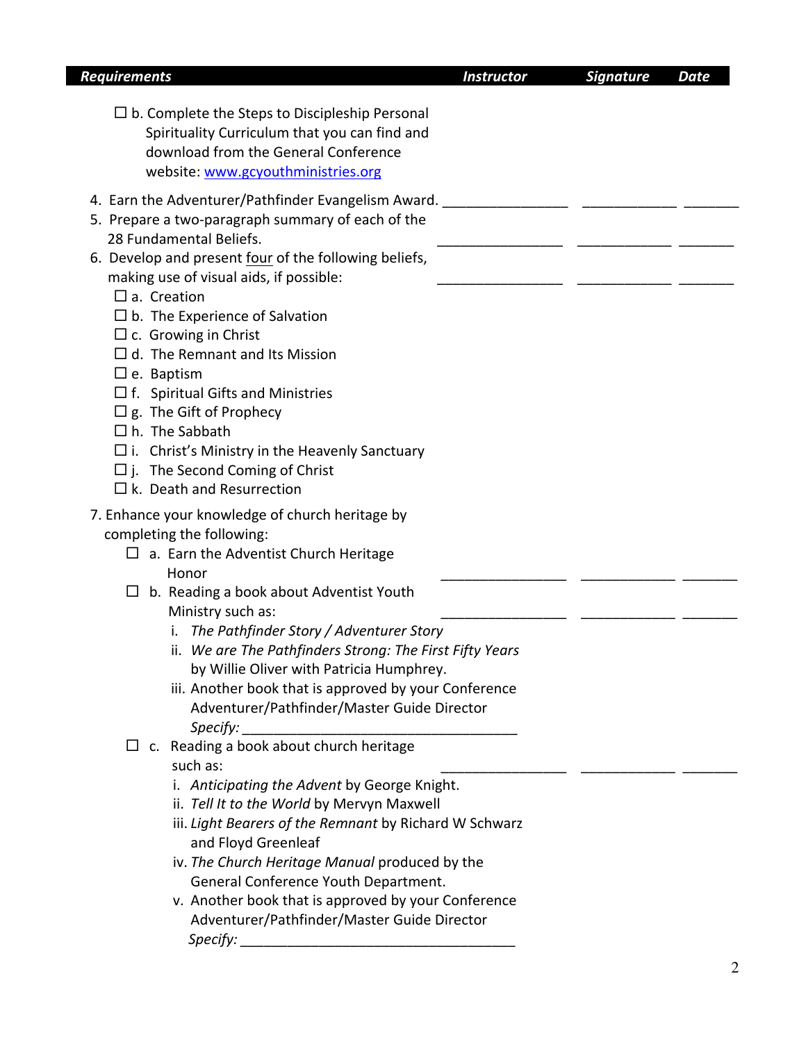| *Requirements* | *Instructor* | *Signature* | *Date* |
|---|---|---|---|
| ☐ b. Complete the Steps to Discipleship Personal Spirituality Curriculum that you can find and download from the General Conference website: [www.gcyouthministries.org](http://www.gcyouthministries.org) | | | |
| 4. Earn the Adventurer/Pathfinder Evangelism Award. | ________________ | ____________ | _______ |
| 5. Prepare a two-paragraph summary of each of the 28 Fundamental Beliefs. | ________________ | ____________ | _______ |
| 6. Develop and present <u>four</u> of the following beliefs, making use of visual aids, if possible: | ________________ | ____________ | _______ |
| ☐ a. Creation | | | |
| ☐ b. The Experience of Salvation | | | |
| ☐ c. Growing in Christ | | | |
| ☐ d. The Remnant and Its Mission | | | |
| ☐ e. Baptism | | | |
| ☐ f. Spiritual Gifts and Ministries | | | |
| ☐ g. The Gift of Prophecy | | | |
| ☐ h. The Sabbath | | | |
| ☐ i. Christ's Ministry in the Heavenly Sanctuary | | | |
| ☐ j. The Second Coming of Christ | | | |
| ☐ k. Death and Resurrection | | | |
| 7. Enhance your knowledge of church heritage by completing the following: | | | |
| ☐ a. Earn the Adventist Church Heritage Honor | ________________ | ____________ | _______ |
| ☐ b. Reading a book about Adventist Youth Ministry such as:<br>i. *The Pathfinder Story / Adventurer Story*<br>ii. *We are The Pathfinders Strong: The First Fifty Years* by Willie Oliver with Patricia Humphrey.<br>iii. Another book that is approved by your Conference Adventurer/Pathfinder/Master Guide Director *Specify:* ___________________________________ | ________________ | ____________ | _______ |
| ☐ c. Reading a book about church heritage such as:<br>i. *Anticipating the Advent* by George Knight.<br>ii. *Tell It to the World* by Mervyn Maxwell<br>iii. *Light Bearers of the Remnant* by Richard W Schwarz and Floyd Greenleaf<br>iv. *The Church Heritage Manual* produced by the General Conference Youth Department.<br>v. Another book that is approved by your Conference Adventurer/Pathfinder/Master Guide Director *Specify:* ___________________________________ | ________________ | ____________ | _______ |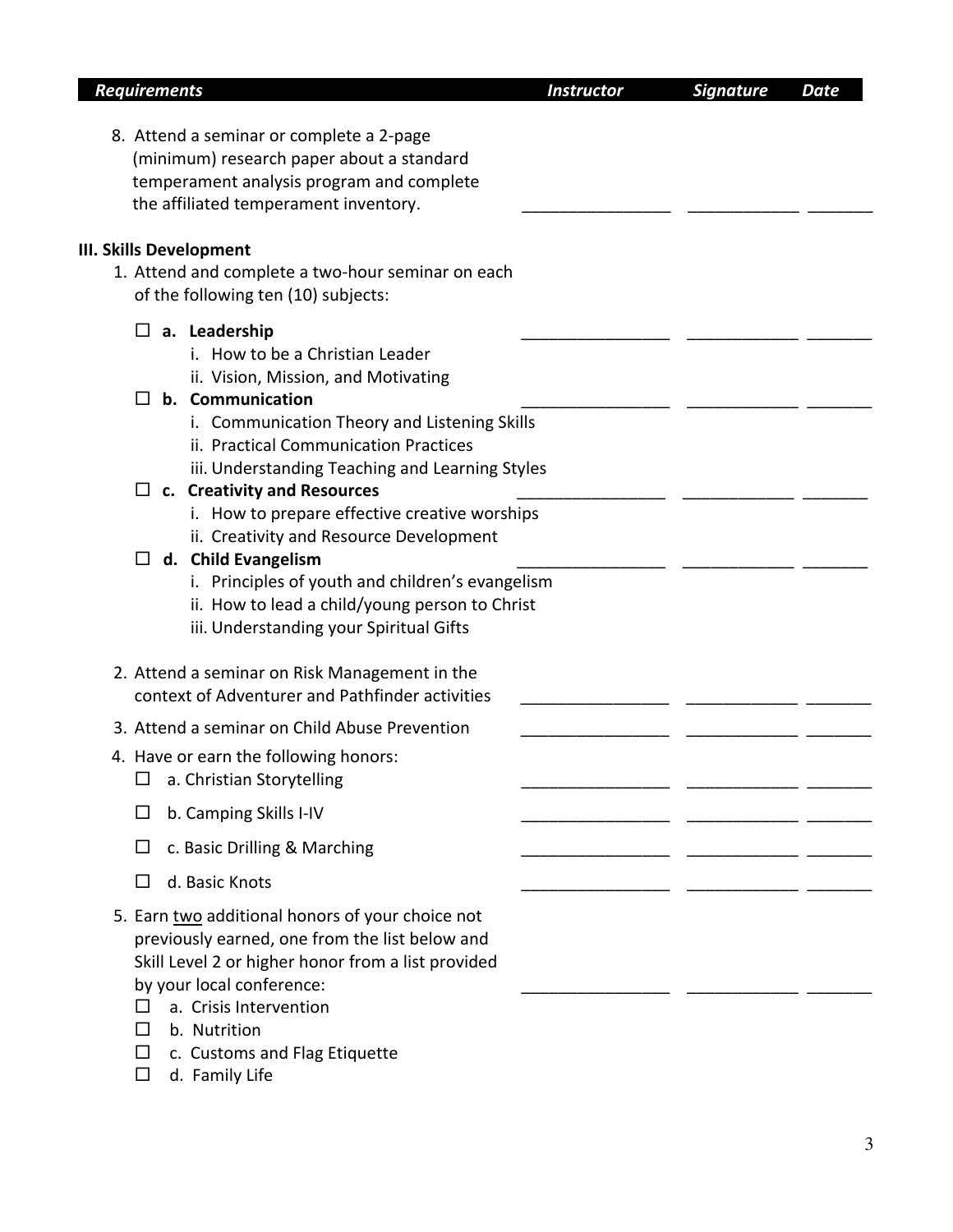| *Requirements* | *Instructor* | *Signature* | *Date* |
|---|---|---|---|
| 8. Attend a seminar or complete a 2-page (minimum) research paper about a standard temperament analysis program and complete the affiliated temperament inventory. | ________________ | ____________ | _______ |

**III. Skills Development**

1. Attend and complete a two-hour seminar on each of the following ten (10) subjects:

| | | | |
|---|---|---|---|
| ☐ **a. Leadership**<br>i. How to be a Christian Leader<br>ii. Vision, Mission, and Motivating | ________________ | ____________ | _______ |
| ☐ **b. Communication**<br>i. Communication Theory and Listening Skills<br>ii. Practical Communication Practices<br>iii. Understanding Teaching and Learning Styles | ________________ | ____________ | _______ |
| ☐ **c. Creativity and Resources**<br>i. How to prepare effective creative worships<br>ii. Creativity and Resource Development | ________________ | ____________ | _______ |
| ☐ **d. Child Evangelism**<br>i. Principles of youth and children's evangelism<br>ii. How to lead a child/young person to Christ<br>iii. Understanding your Spiritual Gifts | ________________ | ____________ | _______ |
| 2. Attend a seminar on Risk Management in the context of Adventurer and Pathfinder activities | ________________ | ____________ | _______ |
| 3. Attend a seminar on Child Abuse Prevention | ________________ | ____________ | _______ |
| 4. Have or earn the following honors:<br>☐ a. Christian Storytelling | ________________ | ____________ | _______ |
| ☐ b. Camping Skills I-IV | ________________ | ____________ | _______ |
| ☐ c. Basic Drilling & Marching | ________________ | ____________ | _______ |
| ☐ d. Basic Knots | ________________ | ____________ | _______ |
| 5. Earn <u>two</u> additional honors of your choice not previously earned, one from the list below and Skill Level 2 or higher honor from a list provided by your local conference:<br>☐ a. Crisis Intervention<br>☐ b. Nutrition<br>☐ c. Customs and Flag Etiquette<br>☐ d. Family Life | ________________ | ____________ | _______ |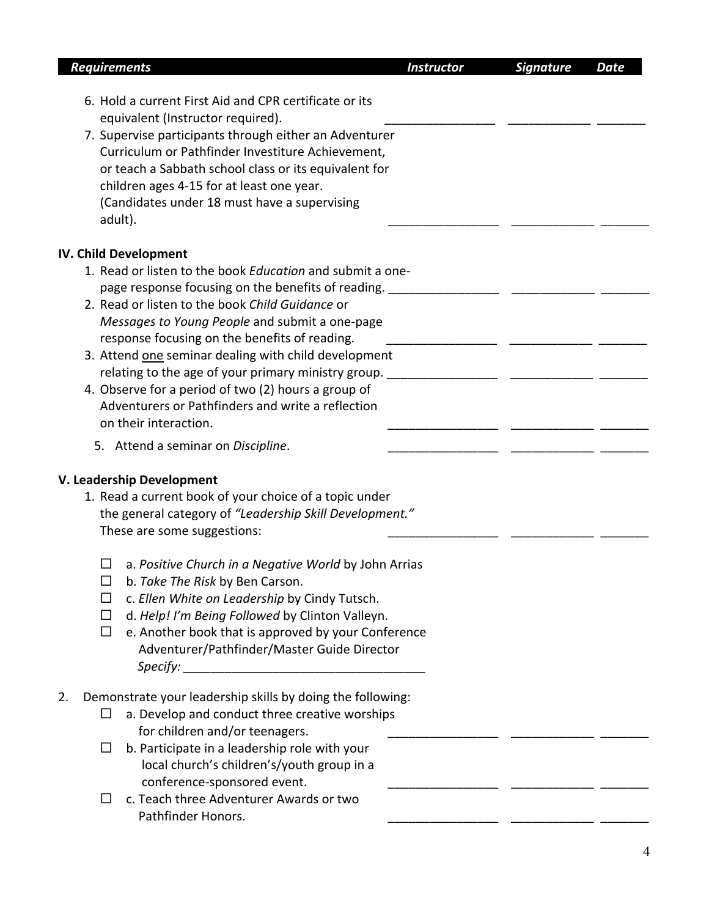| Requirements | Instructor | Signature | Date |
|---|---|---|---|
| 6. Hold a current First Aid and CPR certificate or its equivalent (Instructor required). | ________________ | ____________ | _______ |
| 7. Supervise participants through either an Adventurer Curriculum or Pathfinder Investiture Achievement, or teach a Sabbath school class or its equivalent for children ages 4-15 for at least one year. (Candidates under 18 must have a supervising adult). | ________________ | ____________ | _______ |
| **IV. Child Development** | | | |
| 1. Read or listen to the book *Education* and submit a one-page response focusing on the benefits of reading. | ________________ | ____________ | _______ |
| 2. Read or listen to the book *Child Guidance* or *Messages to Young People* and submit a one-page response focusing on the benefits of reading. | ________________ | ____________ | _______ |
| 3. Attend <u>one</u> seminar dealing with child development relating to the age of your primary ministry group. | ________________ | ____________ | _______ |
| 4. Observe for a period of two (2) hours a group of Adventurers or Pathfinders and write a reflection on their interaction. | ________________ | ____________ | _______ |
| 5. Attend a seminar on *Discipline*. | ________________ | ____________ | _______ |
| **V. Leadership Development** | | | |
| 1. Read a current book of your choice of a topic under the general category of *"Leadership Skill Development."* These are some suggestions: | ________________ | ____________ | _______ |

- ☐ a. *Positive Church in a Negative World* by John Arrias
- ☐ b. *Take The Risk* by Ben Carson.
- ☐ c. *Ellen White on Leadership* by Cindy Tutsch.
- ☐ d. *Help! I'm Being Followed* by Clinton Valleyn.
- ☐ e. Another book that is approved by your Conference Adventurer/Pathfinder/Master Guide Director
  *Specify:* ___________________________________

2. Demonstrate your leadership skills by doing the following:

| Requirements | Instructor | Signature | Date |
|---|---|---|---|
| ☐ a. Develop and conduct three creative worships for children and/or teenagers. | ________________ | ____________ | _______ |
| ☐ b. Participate in a leadership role with your local church's children's/youth group in a conference-sponsored event. | ________________ | ____________ | _______ |
| ☐ c. Teach three Adventurer Awards or two Pathfinder Honors. | ________________ | ____________ | _______ |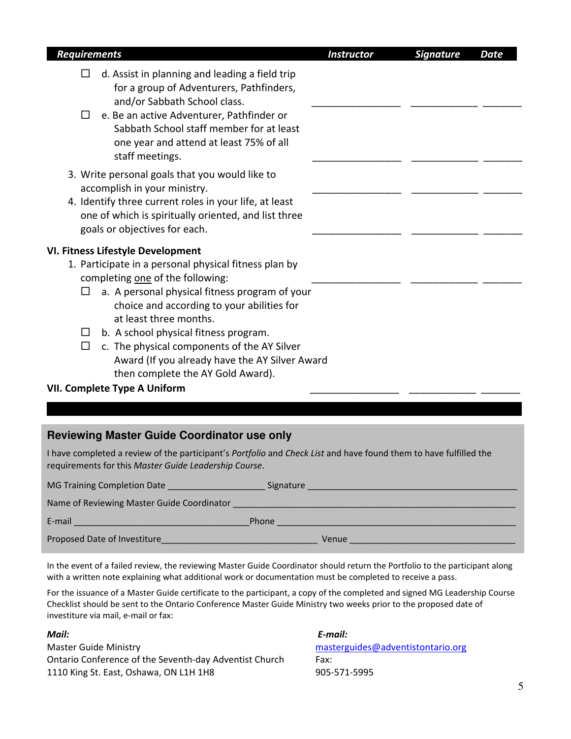| Requirements | Instructor | Signature | Date |
|---|---|---|---|
| ☐ d. Assist in planning and leading a field trip for a group of Adventurers, Pathfinders, and/or Sabbath School class. | ________________ | ____________ | _______ |
| ☐ e. Be an active Adventurer, Pathfinder or Sabbath School staff member for at least one year and attend at least 75% of all staff meetings. | ________________ | ____________ | _______ |
| 3. Write personal goals that you would like to accomplish in your ministry. | ________________ | ____________ | _______ |
| 4. Identify three current roles in your life, at least one of which is spiritually oriented, and list three goals or objectives for each. | ________________ | ____________ | _______ |
| **VI. Fitness Lifestyle Development** | | | |
| 1. Participate in a personal physical fitness plan by completing one of the following: | ________________ | ____________ | _______ |
| ☐ a. A personal physical fitness program of your choice and according to your abilities for at least three months. | | | |
| ☐ b. A school physical fitness program. | | | |
| ☐ c. The physical components of the AY Silver Award (If you already have the AY Silver Award then complete the AY Gold Award). | | | |
| **VII. Complete Type A Uniform** | ________________ | ____________ | _______ |

## Reviewing Master Guide Coordinator use only

I have completed a review of the participant's *Portfolio* and *Check List* and have found them to have fulfilled the requirements for this *Master Guide Leadership Course*.

MG Training Completion Date ___________________ Signature ________________________________________

Name of Reviewing Master Guide Coordinator ________________________________________________

E-mail __________________________________ Phone ______________________________________________

Proposed Date of Investiture______________________________ Venue ________________________________

In the event of a failed review, the reviewing Master Guide Coordinator should return the Portfolio to the participant along with a written note explaining what additional work or documentation must be completed to receive a pass.

For the issuance of a Master Guide certificate to the participant, a copy of the completed and signed MG Leadership Course Checklist should be sent to the Ontario Conference Master Guide Ministry two weeks prior to the proposed date of investiture via mail, e-mail or fax:

***Mail:***
Master Guide Ministry
Ontario Conference of the Seventh-day Adventist Church
1110 King St. East, Oshawa, ON L1H 1H8

***E-mail:***
masterguides@adventistontario.org
Fax:
905-571-5995